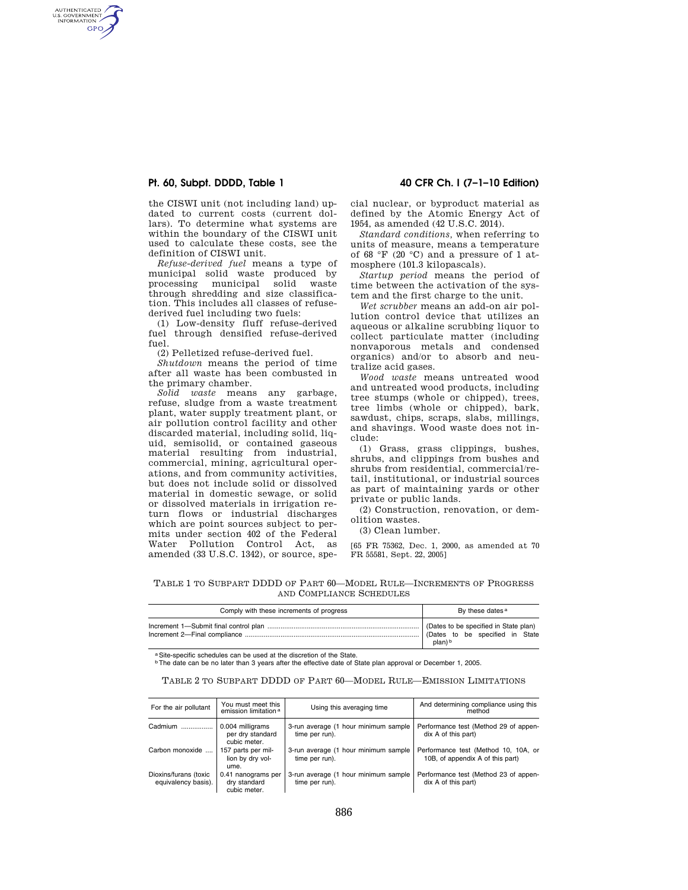the CISWI unit (not including land) updated to current costs (current dollars). To determine what systems are within the boundary of the CISWI unit used to calculate these costs, see the definition of CISWI unit.

*Refuse-derived fuel* means a type of municipal solid waste produced by processing municipal solid waste through shredding and size classification. This includes all classes of refuse-derived fuel including two fuels:

(1) Low-density fluff refuse-derived fuel through densified refuse-derived fuel.

(2) Pelletized refuse-derived fuel.

*Shutdown* means the period of time after all waste has been combusted in the primary chamber.

*Solid waste* means any garbage, refuse, sludge from a waste treatment plant, water supply treatment plant, or air pollution control facility and other discarded material, including solid, liquid, semisolid, or contained gaseous material resulting from industrial, commercial, mining, agricultural operations, and from community activities, but does not include solid or dissolved material in domestic sewage, or solid or dissolved materials in irrigation return flows or industrial discharges which are point sources subject to permits under section 402 of the Federal Water Pollution Control Act, as amended (33 U.S.C. 1342), or source, special nuclear, or byproduct material as defined by the Atomic Energy Act of 1954, as amended (42 U.S.C. 2014).

*Standard conditions,* when referring to units of measure, means a temperature of 68 °F (20 °C) and a pressure of 1 atmosphere (101.3 kilopascals).

*Startup period* means the period of time between the activation of the system and the first charge to the unit.

*Wet scrubber* means an add-on air pollution control device that utilizes an aqueous or alkaline scrubbing liquor to collect particulate matter (including nonvaporous metals and condensed organics) and/or to absorb and neutralize acid gases.

*Wood waste* means untreated wood and untreated wood products, including tree stumps (whole or chipped), trees, tree limbs (whole or chipped), bark, sawdust, chips, scraps, slabs, millings, and shavings. Wood waste does not include:

(1) Grass, grass clippings, bushes, shrubs, and clippings from bushes and shrubs from residential, commercial/retail, institutional, or industrial sources as part of maintaining yards or other private or public lands.

(2) Construction, renovation, or demolition wastes.

(3) Clean lumber.

[65 FR 75362, Dec. 1, 2000, as amended at 70 FR 55581, Sept. 22, 2005]

## TABLE 1 TO SUBPART DDDD OF PART 60—MODEL RULE—INCREMENTS OF PROGRESS AND COMPLIANCE SCHEDULES

| Comply with these increments of progress | By these dates [a] |
|---|---|
| Increment 1—Submit final control plan | (Dates to be specified in State plan) |
| Increment 2—Final compliance | (Dates to be specified in State plan) [b] |

[a] Site-specific schedules can be used at the discretion of the State.

[b] The date can be no later than 3 years after the effective date of State plan approval or December 1, 2005.

## TABLE 2 TO SUBPART DDDD OF PART 60—MODEL RULE—EMISSION LIMITATIONS

| For the air pollutant | You must meet this emission limitation [a] | Using this averaging time | And determining compliance using this method |
|---|---|---|---|
| Cadmium | 0.004 milligrams per dry standard cubic meter. | 3-run average (1 hour minimum sample time per run). | Performance test (Method 29 of appendix A of this part) |
| Carbon monoxide | 157 parts per million by dry volume. | 3-run average (1 hour minimum sample time per run). | Performance test (Method 10, 10A, or 10B, of appendix A of this part) |
| Dioxins/furans (toxic equivalency basis). | 0.41 nanograms per dry standard cubic meter. | 3-run average (1 hour minimum sample time per run). | Performance test (Method 23 of appendix A of this part) |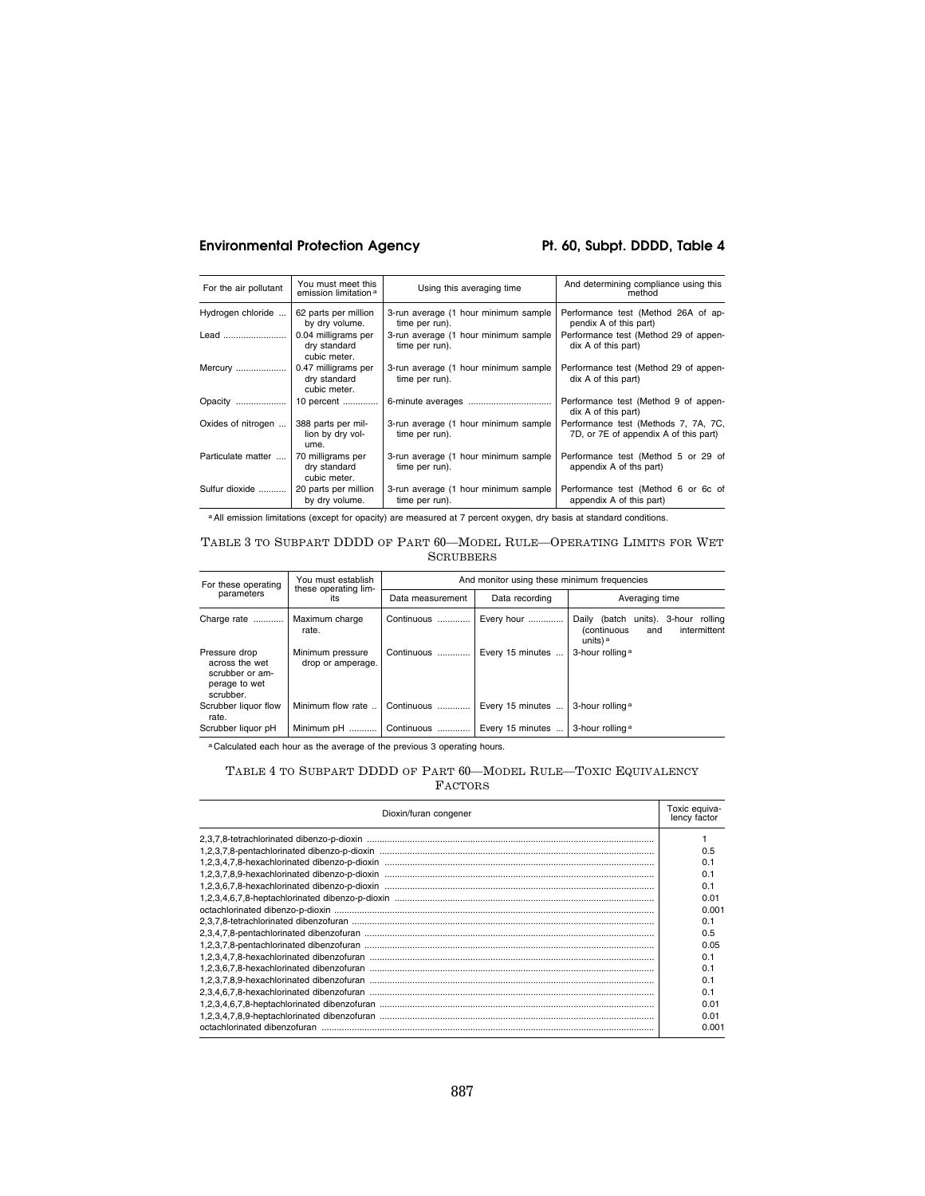| For the air pollutant | You must meet this emission limitation [a] | Using this averaging time | And determining compliance using this method |
|---|---|---|---|
| Hydrogen chloride | 62 parts per million by dry volume. | 3-run average (1 hour minimum sample time per run). | Performance test (Method 26A of appendix A of this part) |
| Lead | 0.04 milligrams per dry standard cubic meter. | 3-run average (1 hour minimum sample time per run). | Performance test (Method 29 of appendix A of this part) |
| Mercury | 0.47 milligrams per dry standard cubic meter. | 3-run average (1 hour minimum sample time per run). | Performance test (Method 29 of appendix A of this part) |
| Opacity | 10 percent | 6-minute averages | Performance test (Method 9 of appendix A of this part) |
| Oxides of nitrogen | 388 parts per million by dry volume. | 3-run average (1 hour minimum sample time per run). | Performance test (Methods 7, 7A, 7C, 7D, or 7E of appendix A of this part) |
| Particulate matter | 70 milligrams per dry standard cubic meter. | 3-run average (1 hour minimum sample time per run). | Performance test (Method 5 or 29 of appendix A of ths part) |
| Sulfur dioxide | 20 parts per million by dry volume. | 3-run average (1 hour minimum sample time per run). | Performance test (Method 6 or 6c of appendix A of this part) |

[a] All emission limitations (except for opacity) are measured at 7 percent oxygen, dry basis at standard conditions.

## TABLE 3 TO SUBPART DDDD OF PART 60—MODEL RULE—OPERATING LIMITS FOR WET SCRUBBERS

| For these operating parameters | You must establish these operating limits | And monitor using these minimum frequencies | | |
|---|---|---|---|---|
| | | Data measurement | Data recording | Averaging time |
| Charge rate | Maximum charge rate. | Continuous | Every hour | Daily (batch units). 3-hour rolling (continuous and intermittent units) [a] |
| Pressure drop across the wet scrubber or amperage to wet scrubber. | Minimum pressure drop or amperage. | Continuous | Every 15 minutes | 3-hour rolling [a] |
| Scrubber liquor flow rate. | Minimum flow rate | Continuous | Every 15 minutes | 3-hour rolling [a] |
| Scrubber liquor pH | Minimum pH | Continuous | Every 15 minutes | 3-hour rolling [a] |

[a] Calculated each hour as the average of the previous 3 operating hours.

## TABLE 4 TO SUBPART DDDD OF PART 60—MODEL RULE—TOXIC EQUIVALENCY FACTORS

| Dioxin/furan congener | Toxic equivalency factor |
|---|---|
| 2,3,7,8-tetrachlorinated dibenzo-p-dioxin | 1 |
| 1,2,3,7,8-pentachlorinated dibenzo-p-dioxin | 0.5 |
| 1,2,3,4,7,8-hexachlorinated dibenzo-p-dioxin | 0.1 |
| 1,2,3,7,8,9-hexachlorinated dibenzo-p-dioxin | 0.1 |
| 1,2,3,6,7,8-hexachlorinated dibenzo-p-dioxin | 0.1 |
| 1,2,3,4,6,7,8-heptachlorinated dibenzo-p-dioxin | 0.01 |
| octachlorinated dibenzo-p-dioxin | 0.001 |
| 2,3,7,8-tetrachlorinated dibenzofuran | 0.1 |
| 2,3,4,7,8-pentachlorinated dibenzofuran | 0.5 |
| 1,2,3,7,8-pentachlorinated dibenzofuran | 0.05 |
| 1,2,3,4,7,8-hexachlorinated dibenzofuran | 0.1 |
| 1,2,3,6,7,8-hexachlorinated dibenzofuran | 0.1 |
| 1,2,3,7,8,9-hexachlorinated dibenzofuran | 0.1 |
| 2,3,4,6,7,8-hexachlorinated dibenzofuran | 0.1 |
| 1,2,3,4,6,7,8-heptachlorinated dibenzofuran | 0.01 |
| 1,2,3,4,7,8,9-heptachlorinated dibenzofuran | 0.01 |
| octachlorinated dibenzofuran | 0.001 |